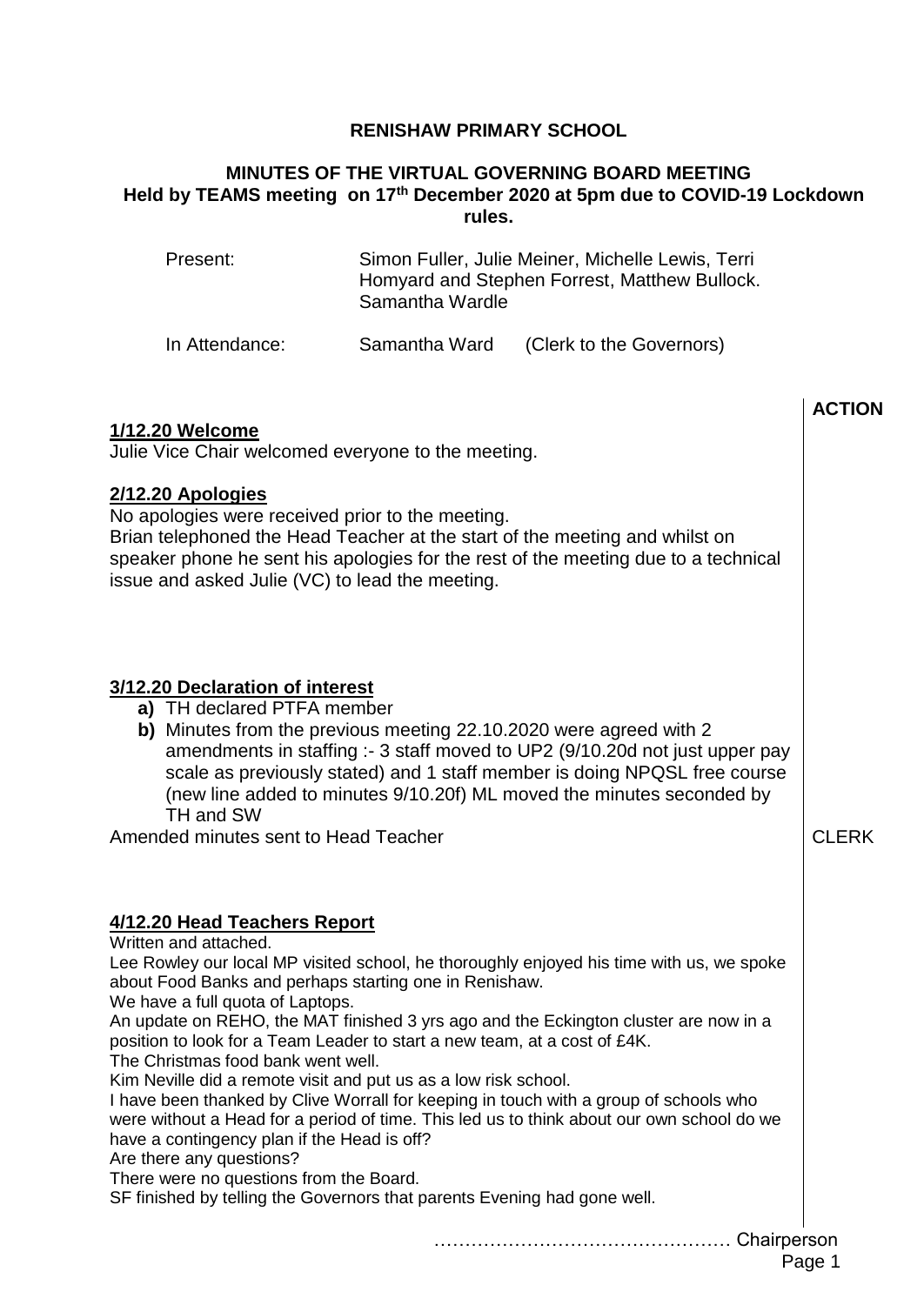**RENISHAW PRIMARY SCHOOL**

**MINUTES OF THE VIRTUAL GOVERNING BOARD MEETING**
**Held by TEAMS meeting on 17th December 2020 at 5pm due to COVID-19 Lockdown rules.**

| | | |
|---|---|---|
| Present: | Simon Fuller, Julie Meiner, Michelle Lewis, Terri Homyard and Stephen Forrest, Matthew Bullock. Samantha Wardle | |
| In Attendance: | Samantha Ward | (Clerk to the Governors) |

**ACTION**

**1/12.20 Welcome**

Julie Vice Chair welcomed everyone to the meeting.

**2/12.20 Apologies**

No apologies were received prior to the meeting.
Brian telephoned the Head Teacher at the start of the meeting and whilst on speaker phone he sent his apologies for the rest of the meeting due to a technical issue and asked Julie (VC) to lead the meeting.

**3/12.20 Declaration of interest**

- **a)** TH declared PTFA member
- **b)** Minutes from the previous meeting 22.10.2020 were agreed with 2 amendments in staffing :- 3 staff moved to UP2 (9/10.20d not just upper pay scale as previously stated) and 1 staff member is doing NPQSL free course (new line added to minutes 9/10.20f) ML moved the minutes seconded by TH and SW

Amended minutes sent to Head Teacher — **CLERK**

**4/12.20 Head Teachers Report**

Written and attached.
Lee Rowley our local MP visited school, he thoroughly enjoyed his time with us, we spoke about Food Banks and perhaps starting one in Renishaw.
We have a full quota of Laptops.
An update on REHO, the MAT finished 3 yrs ago and the Eckington cluster are now in a position to look for a Team Leader to start a new team, at a cost of £4K.
The Christmas food bank went well.
Kim Neville did a remote visit and put us as a low risk school.
I have been thanked by Clive Worrall for keeping in touch with a group of schools who were without a Head for a period of time. This led us to think about our own school do we have a contingency plan if the Head is off?
Are there any questions?
There were no questions from the Board.
SF finished by telling the Governors that parents Evening had gone well.

………………………………………… Chairperson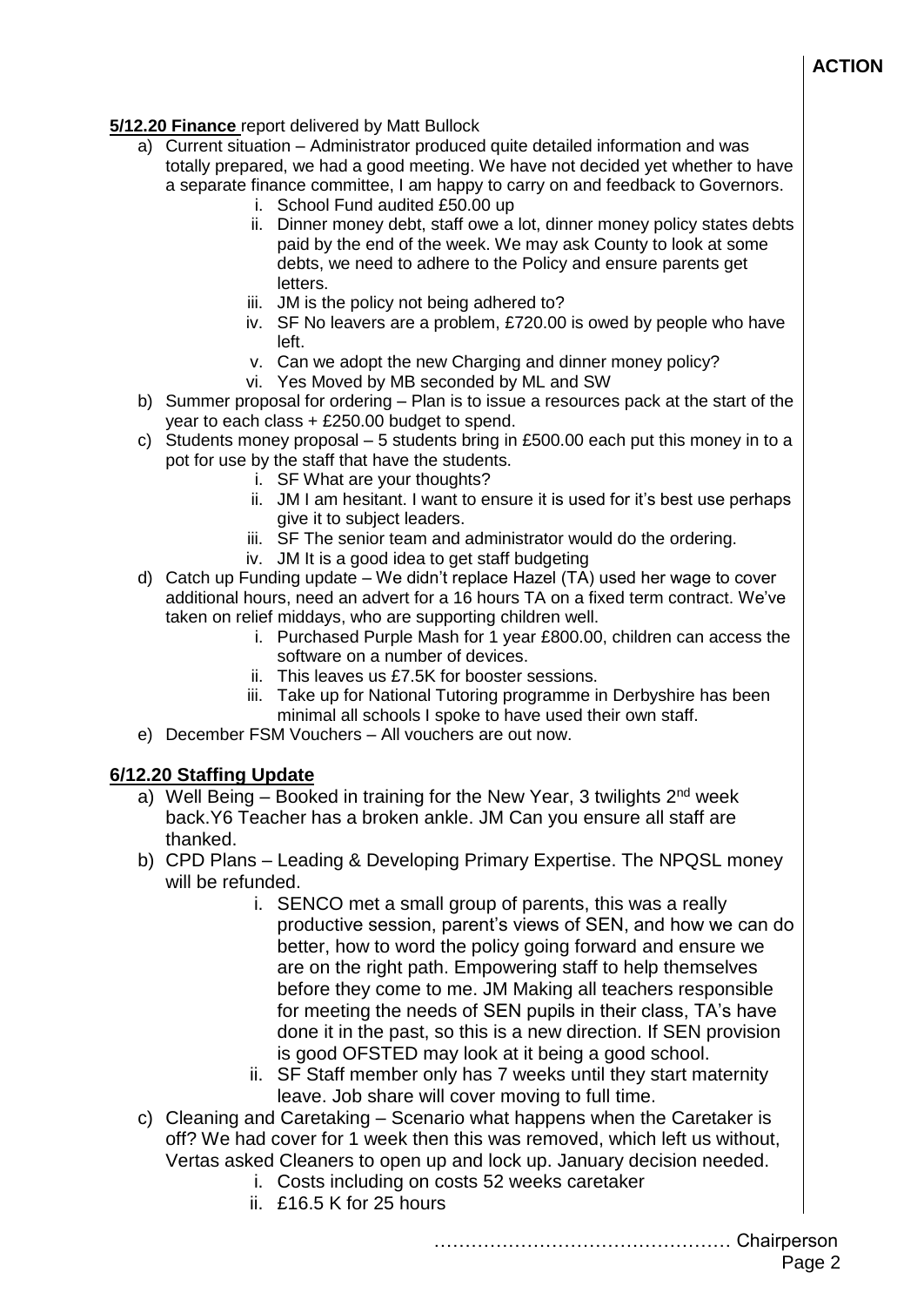**ACTION**

**5/12.20 Finance** report delivered by Matt Bullock

a) Current situation – Administrator produced quite detailed information and was totally prepared, we had a good meeting. We have not decided yet whether to have a separate finance committee, I am happy to carry on and feedback to Governors.
   i. School Fund audited £50.00 up
   ii. Dinner money debt, staff owe a lot, dinner money policy states debts paid by the end of the week. We may ask County to look at some debts, we need to adhere to the Policy and ensure parents get letters.
   iii. JM is the policy not being adhered to?
   iv. SF No leavers are a problem, £720.00 is owed by people who have left.
   v. Can we adopt the new Charging and dinner money policy?
   vi. Yes Moved by MB seconded by ML and SW

b) Summer proposal for ordering – Plan is to issue a resources pack at the start of the year to each class + £250.00 budget to spend.

c) Students money proposal – 5 students bring in £500.00 each put this money in to a pot for use by the staff that have the students.
   i. SF What are your thoughts?
   ii. JM I am hesitant. I want to ensure it is used for it's best use perhaps give it to subject leaders.
   iii. SF The senior team and administrator would do the ordering.
   iv. JM It is a good idea to get staff budgeting

d) Catch up Funding update – We didn't replace Hazel (TA) used her wage to cover additional hours, need an advert for a 16 hours TA on a fixed term contract. We've taken on relief middays, who are supporting children well.
   i. Purchased Purple Mash for 1 year £800.00, children can access the software on a number of devices.
   ii. This leaves us £7.5K for booster sessions.
   iii. Take up for National Tutoring programme in Derbyshire has been minimal all schools I spoke to have used their own staff.

e) December FSM Vouchers – All vouchers are out now.

**6/12.20 Staffing Update**

a) Well Being – Booked in training for the New Year, 3 twilights 2nd week back.Y6 Teacher has a broken ankle. JM Can you ensure all staff are thanked.

b) CPD Plans – Leading & Developing Primary Expertise. The NPQSL money will be refunded.
   i. SENCO met a small group of parents, this was a really productive session, parent's views of SEN, and how we can do better, how to word the policy going forward and ensure we are on the right path. Empowering staff to help themselves before they come to me. JM Making all teachers responsible for meeting the needs of SEN pupils in their class, TA's have done it in the past, so this is a new direction. If SEN provision is good OFSTED may look at it being a good school.
   ii. SF Staff member only has 7 weeks until they start maternity leave. Job share will cover moving to full time.

c) Cleaning and Caretaking – Scenario what happens when the Caretaker is off? We had cover for 1 week then this was removed, which left us without, Vertas asked Cleaners to open up and lock up. January decision needed.
   i. Costs including on costs 52 weeks caretaker
   ii. £16.5 K for 25 hours

………………………………………… Chairperson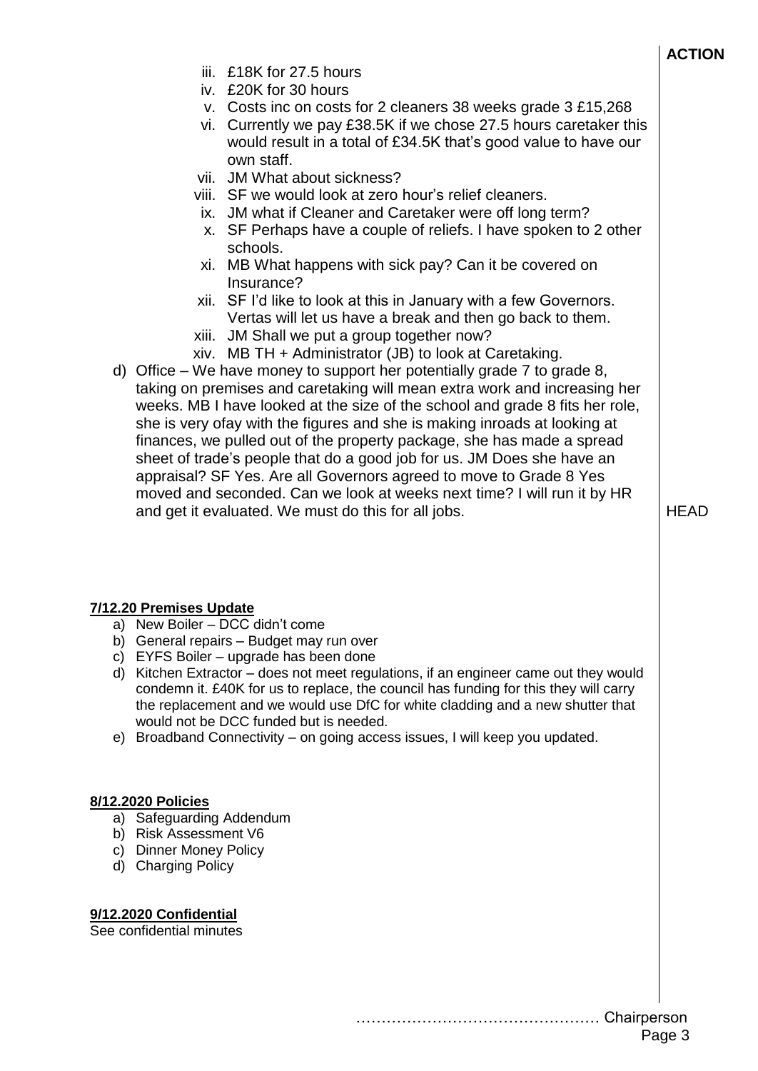**ACTION**

iii. £18K for 27.5 hours
iv. £20K for 30 hours
v. Costs inc on costs for 2 cleaners 38 weeks grade 3 £15,268
vi. Currently we pay £38.5K if we chose 27.5 hours caretaker this would result in a total of £34.5K that's good value to have our own staff.
vii. JM What about sickness?
viii. SF we would look at zero hour's relief cleaners.
ix. JM what if Cleaner and Caretaker were off long term?
x. SF Perhaps have a couple of reliefs. I have spoken to 2 other schools.
xi. MB What happens with sick pay? Can it be covered on Insurance?
xii. SF I'd like to look at this in January with a few Governors. Vertas will let us have a break and then go back to them.
xiii. JM Shall we put a group together now?
xiv. MB TH + Administrator (JB) to look at Caretaking.

d) Office – We have money to support her potentially grade 7 to grade 8, taking on premises and caretaking will mean extra work and increasing her weeks. MB I have looked at the size of the school and grade 8 fits her role, she is very ofay with the figures and she is making inroads at looking at finances, we pulled out of the property package, she has made a spread sheet of trade's people that do a good job for us. JM Does she have an appraisal? SF Yes. Are all Governors agreed to move to Grade 8 Yes moved and seconded. Can we look at weeks next time? I will run it by HR and get it evaluated. We must do this for all jobs. — **HEAD**

**7/12.20 Premises Update**

a) New Boiler – DCC didn't come
b) General repairs – Budget may run over
c) EYFS Boiler – upgrade has been done
d) Kitchen Extractor – does not meet regulations, if an engineer came out they would condemn it. £40K for us to replace, the council has funding for this they will carry the replacement and we would use DfC for white cladding and a new shutter that would not be DCC funded but is needed.
e) Broadband Connectivity – on going access issues, I will keep you updated.

**8/12.2020 Policies**

a) Safeguarding Addendum
b) Risk Assessment V6
c) Dinner Money Policy
d) Charging Policy

**9/12.2020 Confidential**

See confidential minutes

………………………………………… Chairperson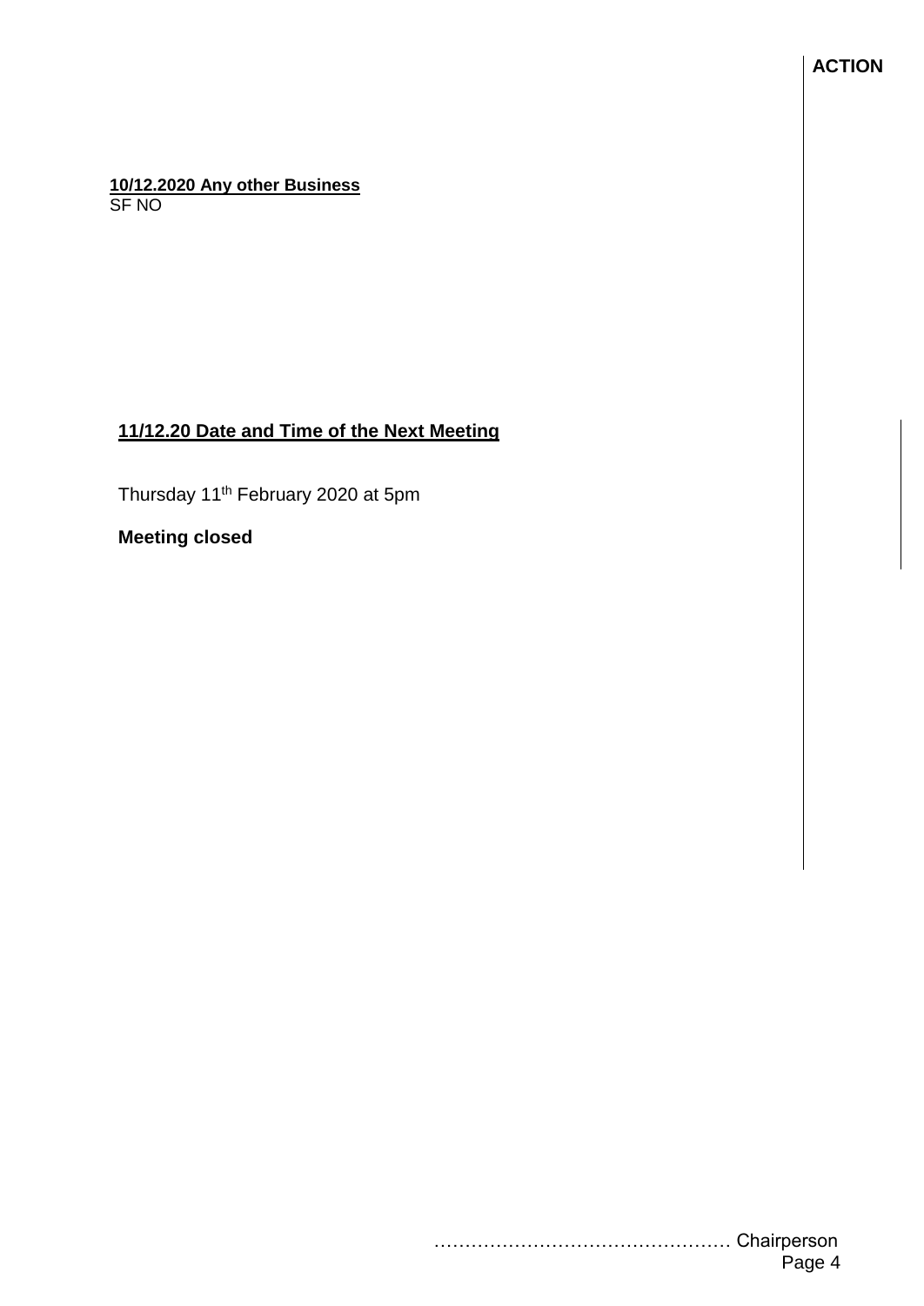**ACTION**

**10/12.2020 Any other Business**
SF NO

**11/12.20 Date and Time of the Next Meeting**

Thursday 11th February 2020 at 5pm

**Meeting closed**

………………………………………… Chairperson